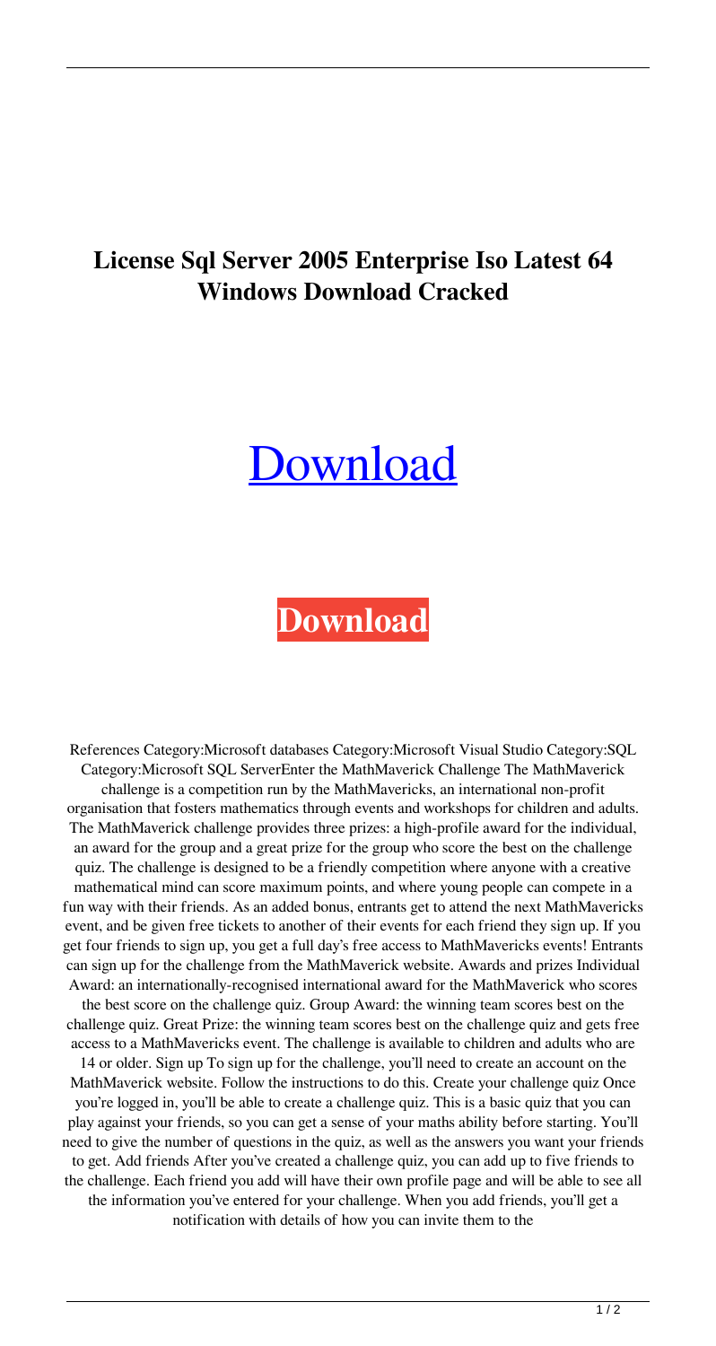# License Sql Server 2005 Enterprise Iso Latest 64 Windows Download Cracked

Download

**Download**

References Category:Microsoft databases Category:Microsoft Visual Studio Category:SQL Category:Microsoft SQL ServerEnter the MathMaverick Challenge The MathMaverick challenge is a competition run by the MathMavericks, an international non-profit organisation that fosters mathematics through events and workshops for children and adults. The MathMaverick challenge provides three prizes: a high-profile award for the individual, an award for the group and a great prize for the group who score the best on the challenge quiz. The challenge is designed to be a friendly competition where anyone with a creative mathematical mind can score maximum points, and where young people can compete in a fun way with their friends. As an added bonus, entrants get to attend the next MathMavericks event, and be given free tickets to another of their events for each friend they sign up. If you get four friends to sign up, you get a full day's free access to MathMavericks events! Entrants can sign up for the challenge from the MathMaverick website. Awards and prizes Individual Award: an internationally-recognised international award for the MathMaverick who scores the best score on the challenge quiz. Group Award: the winning team scores best on the challenge quiz. Great Prize: the winning team scores best on the challenge quiz and gets free access to a MathMavericks event. The challenge is available to children and adults who are 14 or older. Sign up To sign up for the challenge, you'll need to create an account on the MathMaverick website. Follow the instructions to do this. Create your challenge quiz Once you're logged in, you'll be able to create a challenge quiz. This is a basic quiz that you can play against your friends, so you can get a sense of your maths ability before starting. You'll need to give the number of questions in the quiz, as well as the answers you want your friends to get. Add friends After you've created a challenge quiz, you can add up to five friends to the challenge. Each friend you add will have their own profile page and will be able to see all the information you've entered for your challenge. When you add friends, you'll get a notification with details of how you can invite them to the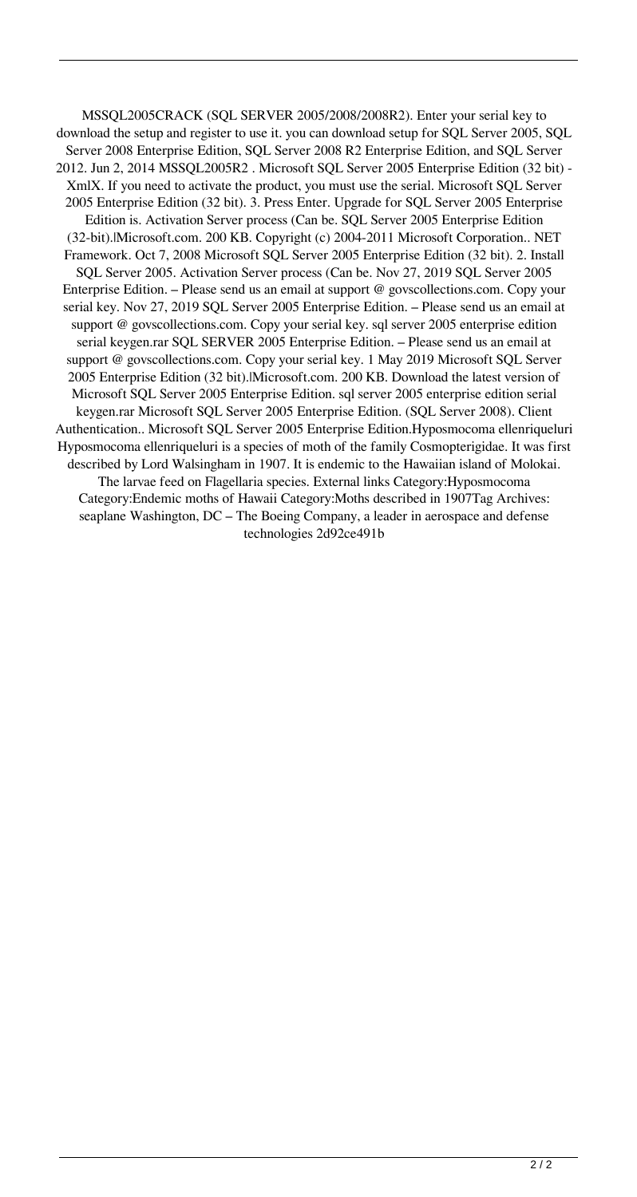MSSQL2005CRACK (SQL SERVER 2005/2008/2008R2). Enter your serial key to download the setup and register to use it. you can download setup for SQL Server 2005, SQL Server 2008 Enterprise Edition, SQL Server 2008 R2 Enterprise Edition, and SQL Server 2012. Jun 2, 2014 MSSQL2005R2 . Microsoft SQL Server 2005 Enterprise Edition (32 bit) - XmlX. If you need to activate the product, you must use the serial. Microsoft SQL Server 2005 Enterprise Edition (32 bit). 3. Press Enter. Upgrade for SQL Server 2005 Enterprise Edition is. Activation Server process (Can be. SQL Server 2005 Enterprise Edition (32-bit).|Microsoft.com. 200 KB. Copyright (c) 2004-2011 Microsoft Corporation.. NET Framework. Oct 7, 2008 Microsoft SQL Server 2005 Enterprise Edition (32 bit). 2. Install SQL Server 2005. Activation Server process (Can be. Nov 27, 2019 SQL Server 2005 Enterprise Edition. – Please send us an email at support @ govscollections.com. Copy your serial key. Nov 27, 2019 SQL Server 2005 Enterprise Edition. – Please send us an email at support @ govscollections.com. Copy your serial key. sql server 2005 enterprise edition serial keygen.rar SQL SERVER 2005 Enterprise Edition. – Please send us an email at support @ govscollections.com. Copy your serial key. 1 May 2019 Microsoft SQL Server 2005 Enterprise Edition (32 bit).|Microsoft.com. 200 KB. Download the latest version of Microsoft SQL Server 2005 Enterprise Edition. sql server 2005 enterprise edition serial keygen.rar Microsoft SQL Server 2005 Enterprise Edition. (SQL Server 2008). Client Authentication.. Microsoft SQL Server 2005 Enterprise Edition.Hyposmocoma ellenriqueluri Hyposmocoma ellenriqueluri is a species of moth of the family Cosmopterigidae. It was first described by Lord Walsingham in 1907. It is endemic to the Hawaiian island of Molokai. The larvae feed on Flagellaria species. External links Category:Hyposmocoma Category:Endemic moths of Hawaii Category:Moths described in 1907Tag Archives: seaplane Washington, DC – The Boeing Company, a leader in aerospace and defense technologies 2d92ce491b